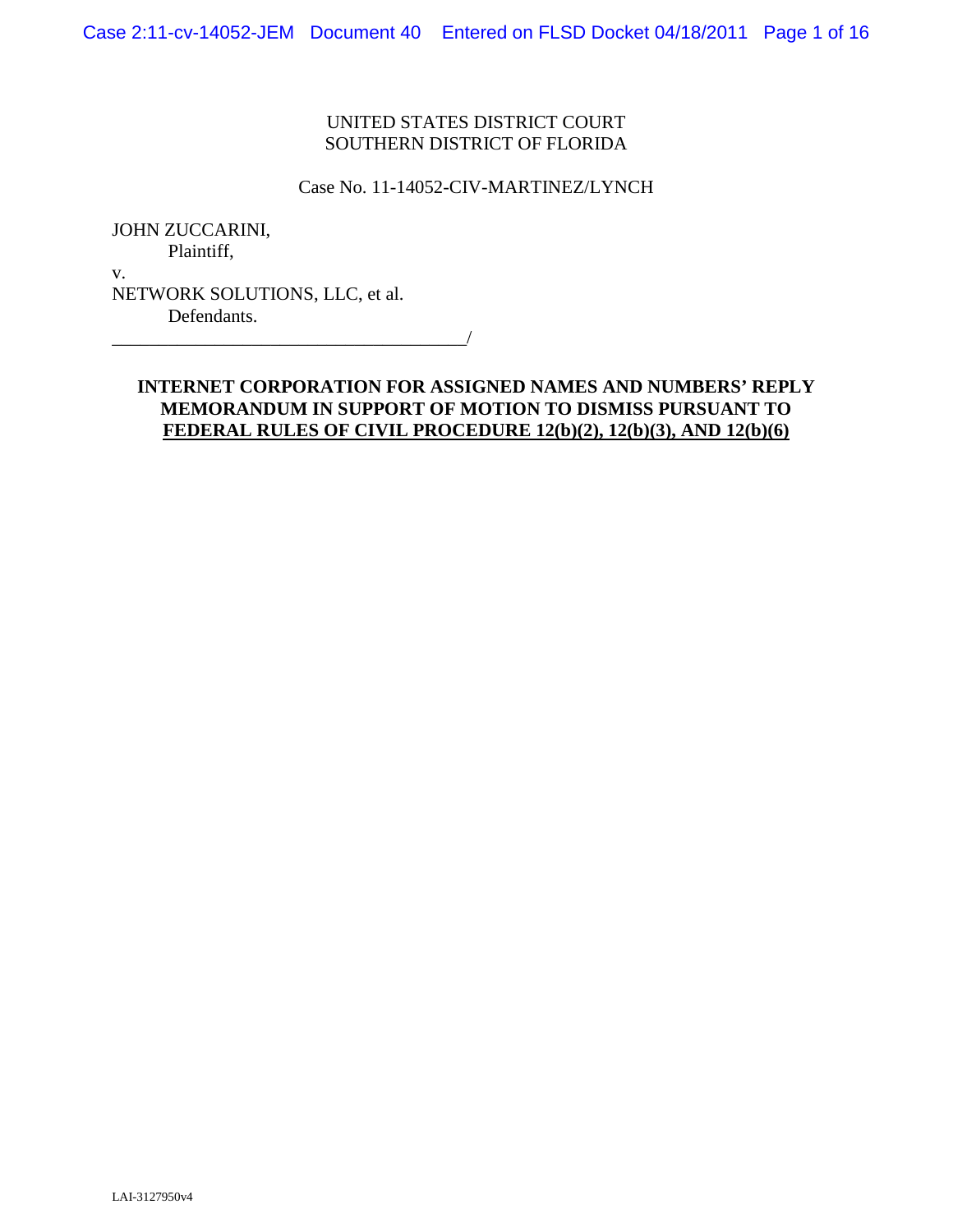UNITED STATES DISTRICT COURT
SOUTHERN DISTRICT OF FLORIDA

Case No. 11-14052-CIV-MARTINEZ/LYNCH

JOHN ZUCCARINI,
Plaintiff,

v.

NETWORK SOLUTIONS, LLC, et al.
Defendants.

_______________________________________/

**INTERNET CORPORATION FOR ASSIGNED NAMES AND NUMBERS' REPLY MEMORANDUM IN SUPPORT OF MOTION TO DISMISS PURSUANT TO FEDERAL RULES OF CIVIL PROCEDURE 12(b)(2), 12(b)(3), AND 12(b)(6)**

LAI-3127950v4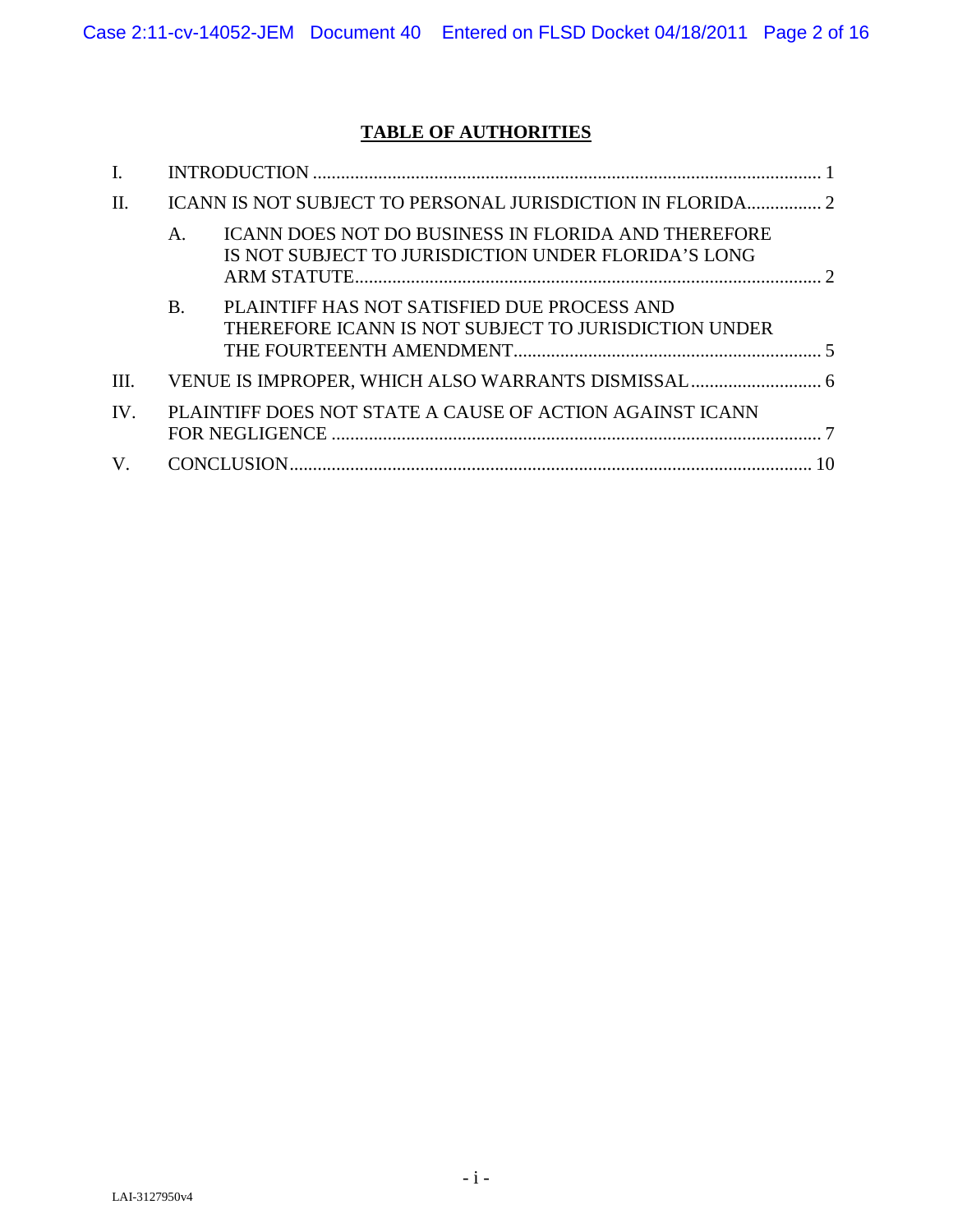# TABLE OF AUTHORITIES

I. INTRODUCTION ............................................................................................................ 1

II. ICANN IS NOT SUBJECT TO PERSONAL JURISDICTION IN FLORIDA................ 2

A. ICANN DOES NOT DO BUSINESS IN FLORIDA AND THEREFORE IS NOT SUBJECT TO JURISDICTION UNDER FLORIDA'S LONG ARM STATUTE.................................................................................................... 2

B. PLAINTIFF HAS NOT SATISFIED DUE PROCESS AND THEREFORE ICANN IS NOT SUBJECT TO JURISDICTION UNDER THE FOURTEENTH AMENDMENT.................................................................. 5

III. VENUE IS IMPROPER, WHICH ALSO WARRANTS DISMISSAL............................ 6

IV. PLAINTIFF DOES NOT STATE A CAUSE OF ACTION AGAINST ICANN FOR NEGLIGENCE ......................................................................................................... 7

V. CONCLUSION................................................................................................................ 10

LAI-3127950v4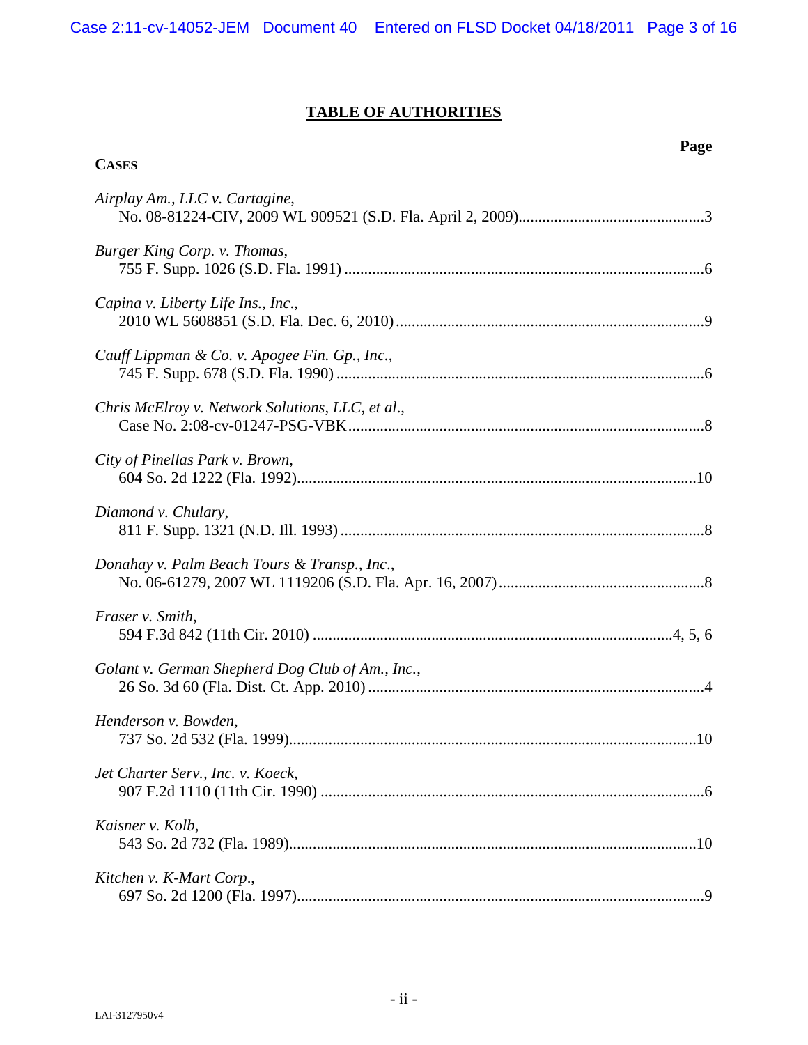# TABLE OF AUTHORITIES

**CASES** — **Page**

*Airplay Am., LLC v. Cartagine*,
No. 08-81224-CIV, 2009 WL 909521 (S.D. Fla. April 2, 2009)....................3

*Burger King Corp. v. Thomas*,
755 F. Supp. 1026 (S.D. Fla. 1991)....................6

*Capina v. Liberty Life Ins., Inc*.,
2010 WL 5608851 (S.D. Fla. Dec. 6, 2010)....................9

*Cauff Lippman & Co. v. Apogee Fin. Gp., Inc.*,
745 F. Supp. 678 (S.D. Fla. 1990)....................6

*Chris McElroy v. Network Solutions, LLC, et al*.,
Case No. 2:08-cv-01247-PSG-VBK....................8

*City of Pinellas Park v. Brown*,
604 So. 2d 1222 (Fla. 1992)....................10

*Diamond v. Chulary*,
811 F. Supp. 1321 (N.D. Ill. 1993)....................8

*Donahay v. Palm Beach Tours & Transp., Inc*.,
No. 06-61279, 2007 WL 1119206 (S.D. Fla. Apr. 16, 2007)....................8

*Fraser v. Smith*,
594 F.3d 842 (11th Cir. 2010)....................4, 5, 6

*Golant v. German Shepherd Dog Club of Am., Inc.*,
26 So. 3d 60 (Fla. Dist. Ct. App. 2010)....................4

*Henderson v. Bowden*,
737 So. 2d 532 (Fla. 1999)....................10

*Jet Charter Serv., Inc. v. Koeck*,
907 F.2d 1110 (11th Cir. 1990)....................6

*Kaisner v. Kolb*,
543 So. 2d 732 (Fla. 1989)....................10

*Kitchen v. K-Mart Corp*.,
697 So. 2d 1200 (Fla. 1997)....................9

LAI-3127950v4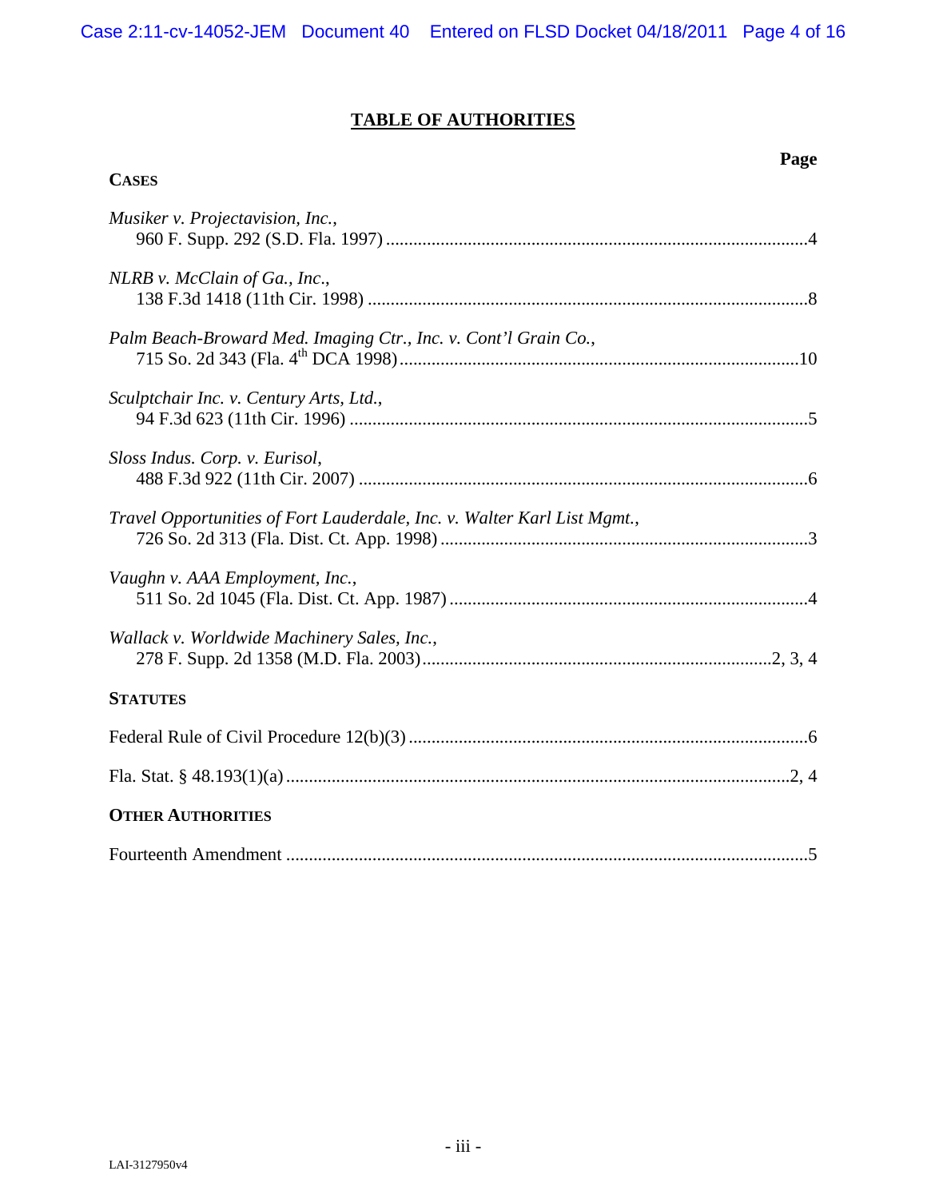# TABLE OF AUTHORITIES

**Page**

**CASES**

*Musiker v. Projectavision, Inc.*,
960 F. Supp. 292 (S.D. Fla. 1997) ....................................................................................4

*NLRB v. McClain of Ga., Inc.*,
138 F.3d 1418 (11th Cir. 1998) ........................................................................................8

*Palm Beach-Broward Med. Imaging Ctr., Inc. v. Cont'l Grain Co.*,
715 So. 2d 343 (Fla. 4th DCA 1998) ..............................................................................10

*Sculptchair Inc. v. Century Arts, Ltd.*,
94 F.3d 623 (11th Cir. 1996) ............................................................................................5

*Sloss Indus. Corp. v. Eurisol*,
488 F.3d 922 (11th Cir. 2007) ..........................................................................................6

*Travel Opportunities of Fort Lauderdale, Inc. v. Walter Karl List Mgmt.*,
726 So. 2d 313 (Fla. Dist. Ct. App. 1998) ........................................................................3

*Vaughn v. AAA Employment, Inc.*,
511 So. 2d 1045 (Fla. Dist. Ct. App. 1987) ......................................................................4

*Wallack v. Worldwide Machinery Sales, Inc.*,
278 F. Supp. 2d 1358 (M.D. Fla. 2003) ....................................................................2, 3, 4

**STATUTES**

Federal Rule of Civil Procedure 12(b)(3) ...............................................................................6

Fla. Stat. § 48.193(1)(a) ......................................................................................................2, 4

**OTHER AUTHORITIES**

Fourteenth Amendment ..........................................................................................................5

LAI-3127950v4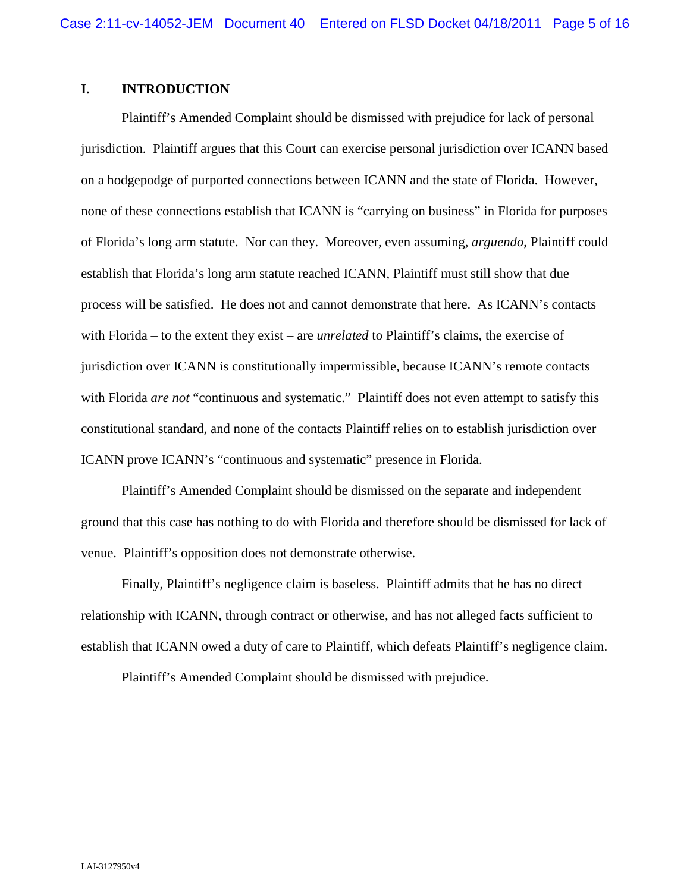## I. INTRODUCTION

Plaintiff's Amended Complaint should be dismissed with prejudice for lack of personal jurisdiction. Plaintiff argues that this Court can exercise personal jurisdiction over ICANN based on a hodgepodge of purported connections between ICANN and the state of Florida. However, none of these connections establish that ICANN is "carrying on business" in Florida for purposes of Florida's long arm statute. Nor can they. Moreover, even assuming, *arguendo*, Plaintiff could establish that Florida's long arm statute reached ICANN, Plaintiff must still show that due process will be satisfied. He does not and cannot demonstrate that here. As ICANN's contacts with Florida – to the extent they exist – are *unrelated* to Plaintiff's claims, the exercise of jurisdiction over ICANN is constitutionally impermissible, because ICANN's remote contacts with Florida *are not* "continuous and systematic." Plaintiff does not even attempt to satisfy this constitutional standard, and none of the contacts Plaintiff relies on to establish jurisdiction over ICANN prove ICANN's "continuous and systematic" presence in Florida.

Plaintiff's Amended Complaint should be dismissed on the separate and independent ground that this case has nothing to do with Florida and therefore should be dismissed for lack of venue. Plaintiff's opposition does not demonstrate otherwise.

Finally, Plaintiff's negligence claim is baseless. Plaintiff admits that he has no direct relationship with ICANN, through contract or otherwise, and has not alleged facts sufficient to establish that ICANN owed a duty of care to Plaintiff, which defeats Plaintiff's negligence claim.

Plaintiff's Amended Complaint should be dismissed with prejudice.

LAI-3127950v4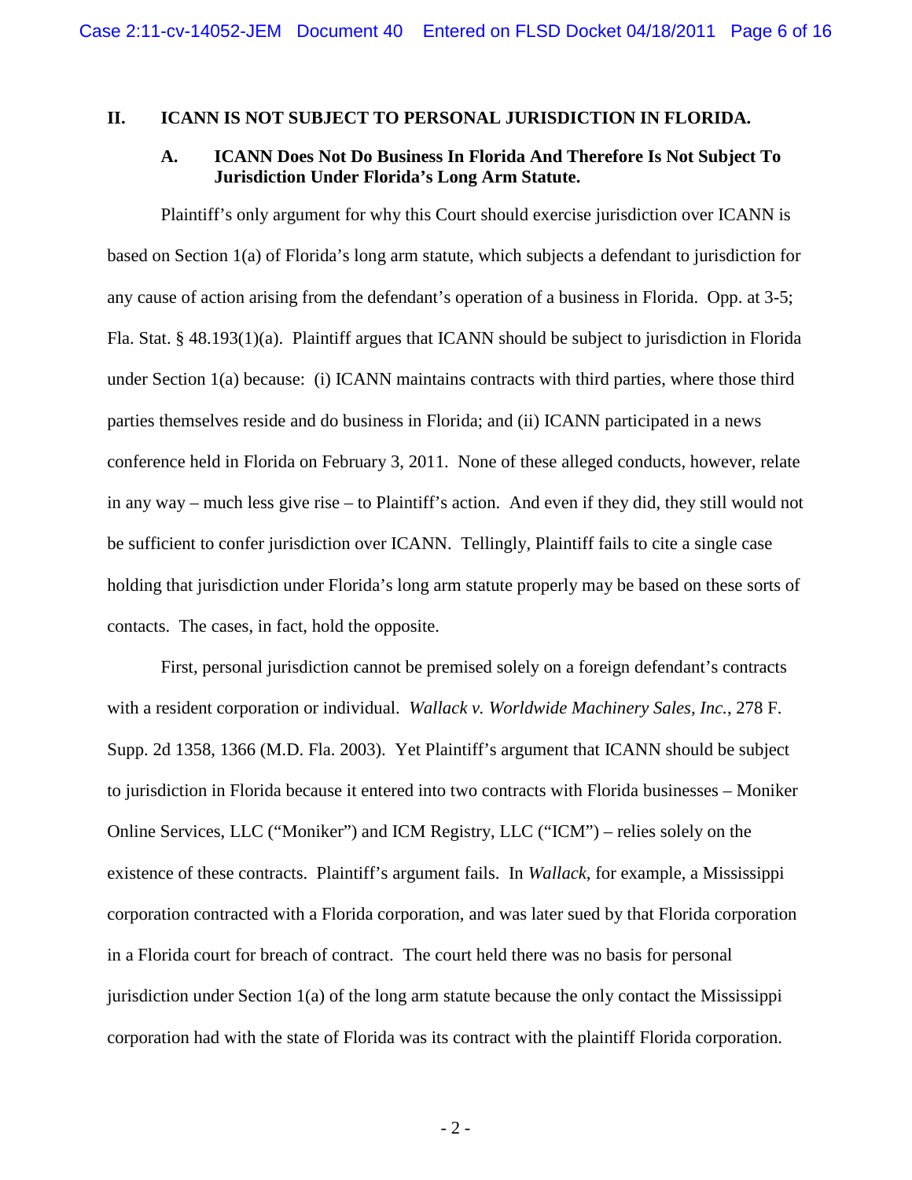## II. ICANN IS NOT SUBJECT TO PERSONAL JURISDICTION IN FLORIDA.

### A. ICANN Does Not Do Business In Florida And Therefore Is Not Subject To Jurisdiction Under Florida's Long Arm Statute.

Plaintiff's only argument for why this Court should exercise jurisdiction over ICANN is based on Section 1(a) of Florida's long arm statute, which subjects a defendant to jurisdiction for any cause of action arising from the defendant's operation of a business in Florida. Opp. at 3-5; Fla. Stat. § 48.193(1)(a). Plaintiff argues that ICANN should be subject to jurisdiction in Florida under Section 1(a) because: (i) ICANN maintains contracts with third parties, where those third parties themselves reside and do business in Florida; and (ii) ICANN participated in a news conference held in Florida on February 3, 2011. None of these alleged conducts, however, relate in any way – much less give rise – to Plaintiff's action. And even if they did, they still would not be sufficient to confer jurisdiction over ICANN. Tellingly, Plaintiff fails to cite a single case holding that jurisdiction under Florida's long arm statute properly may be based on these sorts of contacts. The cases, in fact, hold the opposite.

First, personal jurisdiction cannot be premised solely on a foreign defendant's contracts with a resident corporation or individual. *Wallack v. Worldwide Machinery Sales, Inc.*, 278 F. Supp. 2d 1358, 1366 (M.D. Fla. 2003). Yet Plaintiff's argument that ICANN should be subject to jurisdiction in Florida because it entered into two contracts with Florida businesses – Moniker Online Services, LLC ("Moniker") and ICM Registry, LLC ("ICM") – relies solely on the existence of these contracts. Plaintiff's argument fails. In *Wallack*, for example, a Mississippi corporation contracted with a Florida corporation, and was later sued by that Florida corporation in a Florida court for breach of contract. The court held there was no basis for personal jurisdiction under Section 1(a) of the long arm statute because the only contact the Mississippi corporation had with the state of Florida was its contract with the plaintiff Florida corporation.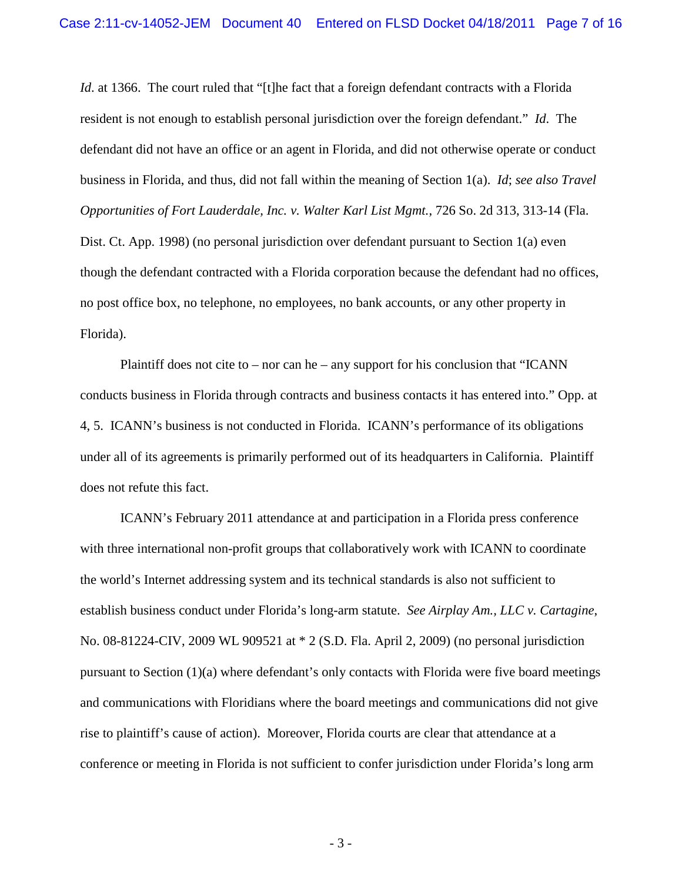*Id*. at 1366. The court ruled that "[t]he fact that a foreign defendant contracts with a Florida resident is not enough to establish personal jurisdiction over the foreign defendant." *Id*. The defendant did not have an office or an agent in Florida, and did not otherwise operate or conduct business in Florida, and thus, did not fall within the meaning of Section 1(a). *Id*; *see also Travel Opportunities of Fort Lauderdale, Inc. v. Walter Karl List Mgmt.*, 726 So. 2d 313, 313-14 (Fla. Dist. Ct. App. 1998) (no personal jurisdiction over defendant pursuant to Section 1(a) even though the defendant contracted with a Florida corporation because the defendant had no offices, no post office box, no telephone, no employees, no bank accounts, or any other property in Florida).

Plaintiff does not cite to – nor can he – any support for his conclusion that "ICANN conducts business in Florida through contracts and business contacts it has entered into." Opp. at 4, 5. ICANN's business is not conducted in Florida. ICANN's performance of its obligations under all of its agreements is primarily performed out of its headquarters in California. Plaintiff does not refute this fact.

ICANN's February 2011 attendance at and participation in a Florida press conference with three international non-profit groups that collaboratively work with ICANN to coordinate the world's Internet addressing system and its technical standards is also not sufficient to establish business conduct under Florida's long-arm statute. *See Airplay Am., LLC v. Cartagine*, No. 08-81224-CIV, 2009 WL 909521 at * 2 (S.D. Fla. April 2, 2009) (no personal jurisdiction pursuant to Section (1)(a) where defendant's only contacts with Florida were five board meetings and communications with Floridians where the board meetings and communications did not give rise to plaintiff's cause of action). Moreover, Florida courts are clear that attendance at a conference or meeting in Florida is not sufficient to confer jurisdiction under Florida's long arm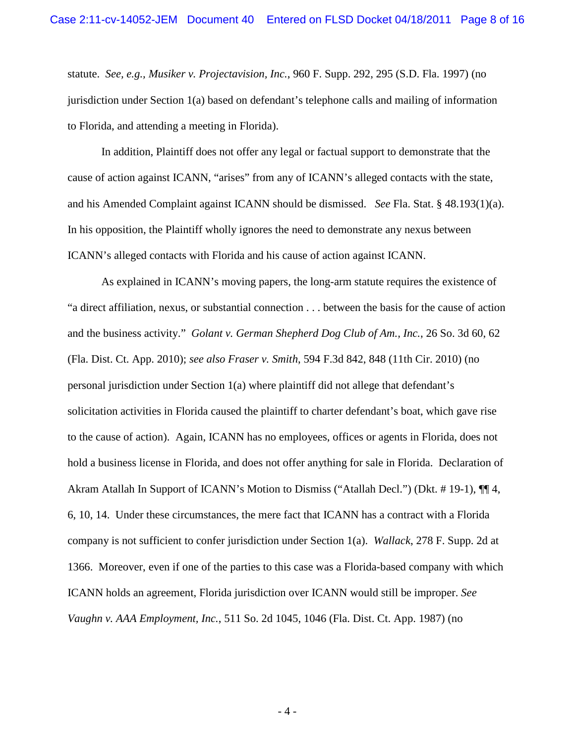statute. *See, e.g.*, *Musiker v. Projectavision, Inc.*, 960 F. Supp. 292, 295 (S.D. Fla. 1997) (no jurisdiction under Section 1(a) based on defendant's telephone calls and mailing of information to Florida, and attending a meeting in Florida).

In addition, Plaintiff does not offer any legal or factual support to demonstrate that the cause of action against ICANN, "arises" from any of ICANN's alleged contacts with the state, and his Amended Complaint against ICANN should be dismissed. *See* Fla. Stat. § 48.193(1)(a). In his opposition, the Plaintiff wholly ignores the need to demonstrate any nexus between ICANN's alleged contacts with Florida and his cause of action against ICANN.

As explained in ICANN's moving papers, the long-arm statute requires the existence of "a direct affiliation, nexus, or substantial connection . . . between the basis for the cause of action and the business activity." *Golant v. German Shepherd Dog Club of Am., Inc.*, 26 So. 3d 60, 62 (Fla. Dist. Ct. App. 2010); *see also Fraser v. Smith*, 594 F.3d 842, 848 (11th Cir. 2010) (no personal jurisdiction under Section 1(a) where plaintiff did not allege that defendant's solicitation activities in Florida caused the plaintiff to charter defendant's boat, which gave rise to the cause of action). Again, ICANN has no employees, offices or agents in Florida, does not hold a business license in Florida, and does not offer anything for sale in Florida. Declaration of Akram Atallah In Support of ICANN's Motion to Dismiss ("Atallah Decl.") (Dkt. # 19-1), ¶¶ 4, 6, 10, 14. Under these circumstances, the mere fact that ICANN has a contract with a Florida company is not sufficient to confer jurisdiction under Section 1(a). *Wallack*, 278 F. Supp. 2d at 1366. Moreover, even if one of the parties to this case was a Florida-based company with which ICANN holds an agreement, Florida jurisdiction over ICANN would still be improper. *See Vaughn v. AAA Employment, Inc.*, 511 So. 2d 1045, 1046 (Fla. Dist. Ct. App. 1987) (no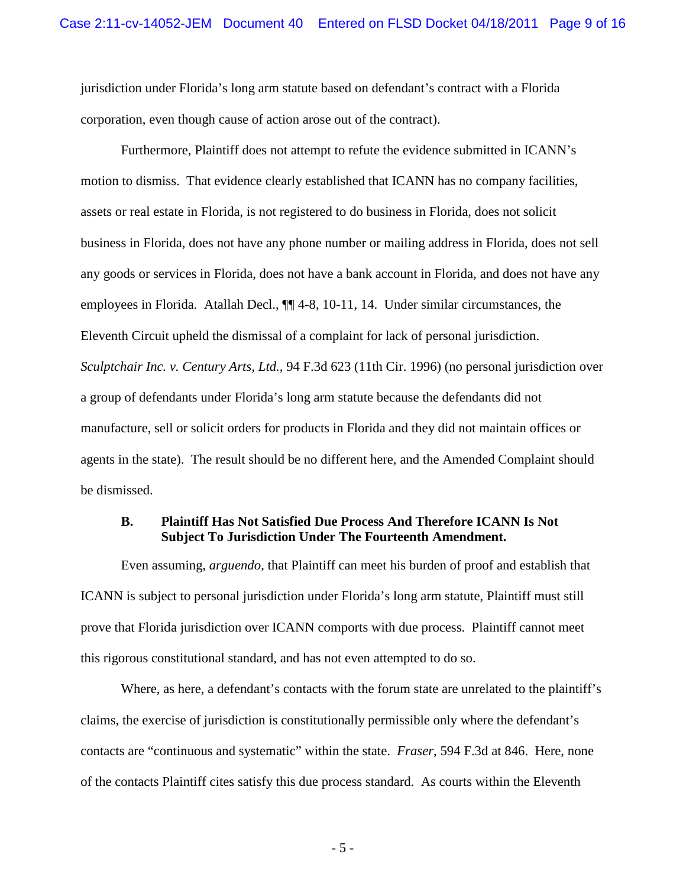jurisdiction under Florida's long arm statute based on defendant's contract with a Florida corporation, even though cause of action arose out of the contract).

Furthermore, Plaintiff does not attempt to refute the evidence submitted in ICANN's motion to dismiss. That evidence clearly established that ICANN has no company facilities, assets or real estate in Florida, is not registered to do business in Florida, does not solicit business in Florida, does not have any phone number or mailing address in Florida, does not sell any goods or services in Florida, does not have a bank account in Florida, and does not have any employees in Florida. Atallah Decl., ¶¶ 4-8, 10-11, 14. Under similar circumstances, the Eleventh Circuit upheld the dismissal of a complaint for lack of personal jurisdiction. *Sculptchair Inc. v. Century Arts, Ltd.*, 94 F.3d 623 (11th Cir. 1996) (no personal jurisdiction over a group of defendants under Florida's long arm statute because the defendants did not manufacture, sell or solicit orders for products in Florida and they did not maintain offices or agents in the state). The result should be no different here, and the Amended Complaint should be dismissed.

### B. Plaintiff Has Not Satisfied Due Process And Therefore ICANN Is Not Subject To Jurisdiction Under The Fourteenth Amendment.

Even assuming, *arguendo*, that Plaintiff can meet his burden of proof and establish that ICANN is subject to personal jurisdiction under Florida's long arm statute, Plaintiff must still prove that Florida jurisdiction over ICANN comports with due process. Plaintiff cannot meet this rigorous constitutional standard, and has not even attempted to do so.

Where, as here, a defendant's contacts with the forum state are unrelated to the plaintiff's claims, the exercise of jurisdiction is constitutionally permissible only where the defendant's contacts are "continuous and systematic" within the state. *Fraser*, 594 F.3d at 846. Here, none of the contacts Plaintiff cites satisfy this due process standard. As courts within the Eleventh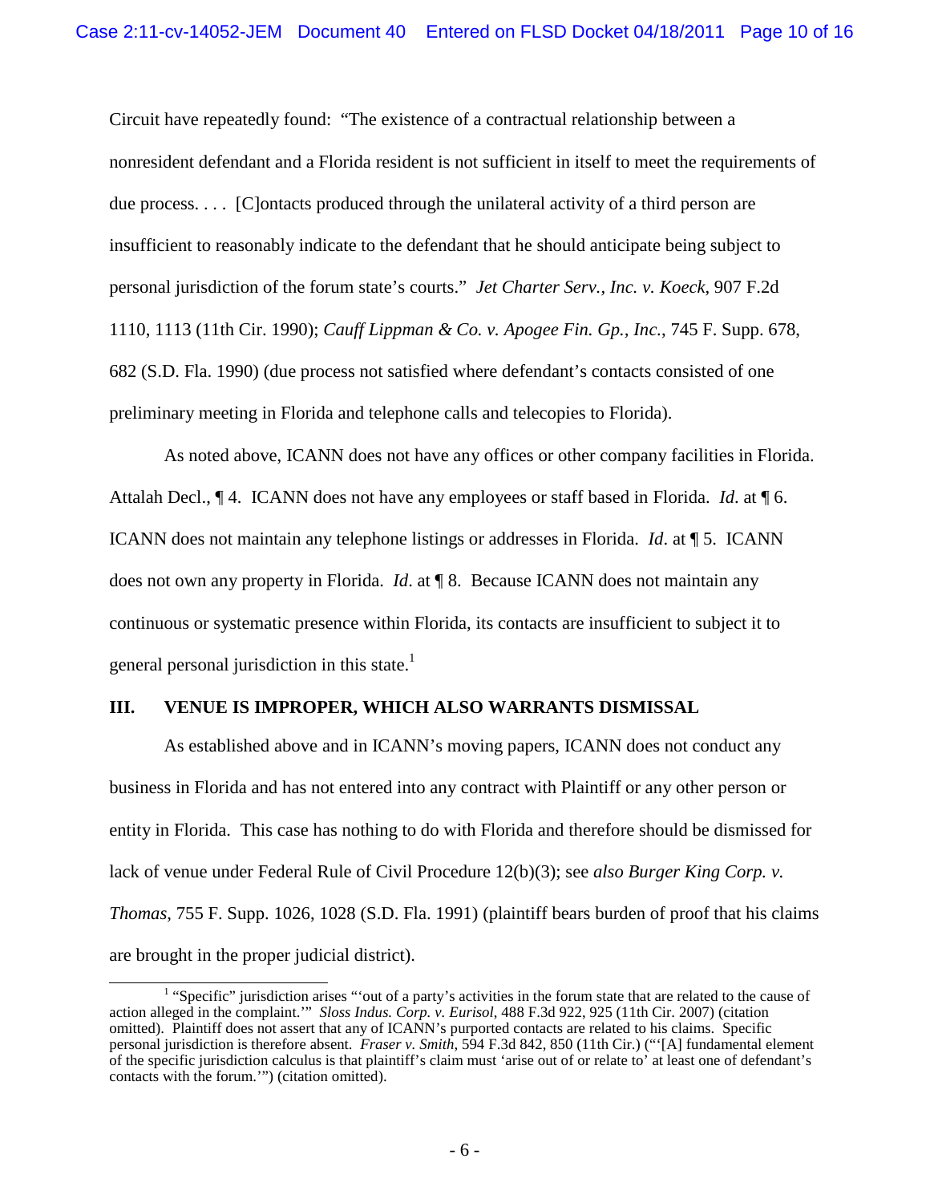Circuit have repeatedly found: "The existence of a contractual relationship between a nonresident defendant and a Florida resident is not sufficient in itself to meet the requirements of due process. . . . [C]ontacts produced through the unilateral activity of a third person are insufficient to reasonably indicate to the defendant that he should anticipate being subject to personal jurisdiction of the forum state's courts." *Jet Charter Serv., Inc. v. Koeck*, 907 F.2d 1110, 1113 (11th Cir. 1990); *Cauff Lippman & Co. v. Apogee Fin. Gp., Inc.*, 745 F. Supp. 678, 682 (S.D. Fla. 1990) (due process not satisfied where defendant's contacts consisted of one preliminary meeting in Florida and telephone calls and telecopies to Florida).

As noted above, ICANN does not have any offices or other company facilities in Florida. Attalah Decl., ¶ 4. ICANN does not have any employees or staff based in Florida. *Id*. at ¶ 6. ICANN does not maintain any telephone listings or addresses in Florida. *Id*. at ¶ 5. ICANN does not own any property in Florida. *Id*. at ¶ 8. Because ICANN does not maintain any continuous or systematic presence within Florida, its contacts are insufficient to subject it to general personal jurisdiction in this state.[1]

## III. VENUE IS IMPROPER, WHICH ALSO WARRANTS DISMISSAL

As established above and in ICANN's moving papers, ICANN does not conduct any business in Florida and has not entered into any contract with Plaintiff or any other person or entity in Florida. This case has nothing to do with Florida and therefore should be dismissed for lack of venue under Federal Rule of Civil Procedure 12(b)(3); see *also Burger King Corp. v. Thomas*, 755 F. Supp. 1026, 1028 (S.D. Fla. 1991) (plaintiff bears burden of proof that his claims are brought in the proper judicial district).

---

[1] "Specific" jurisdiction arises "'out of a party's activities in the forum state that are related to the cause of action alleged in the complaint.'" *Sloss Indus. Corp. v. Eurisol*, 488 F.3d 922, 925 (11th Cir. 2007) (citation omitted). Plaintiff does not assert that any of ICANN's purported contacts are related to his claims. Specific personal jurisdiction is therefore absent. *Fraser v. Smith*, 594 F.3d 842, 850 (11th Cir.) ("'[A] fundamental element of the specific jurisdiction calculus is that plaintiff's claim must 'arise out of or relate to' at least one of defendant's contacts with the forum.'") (citation omitted).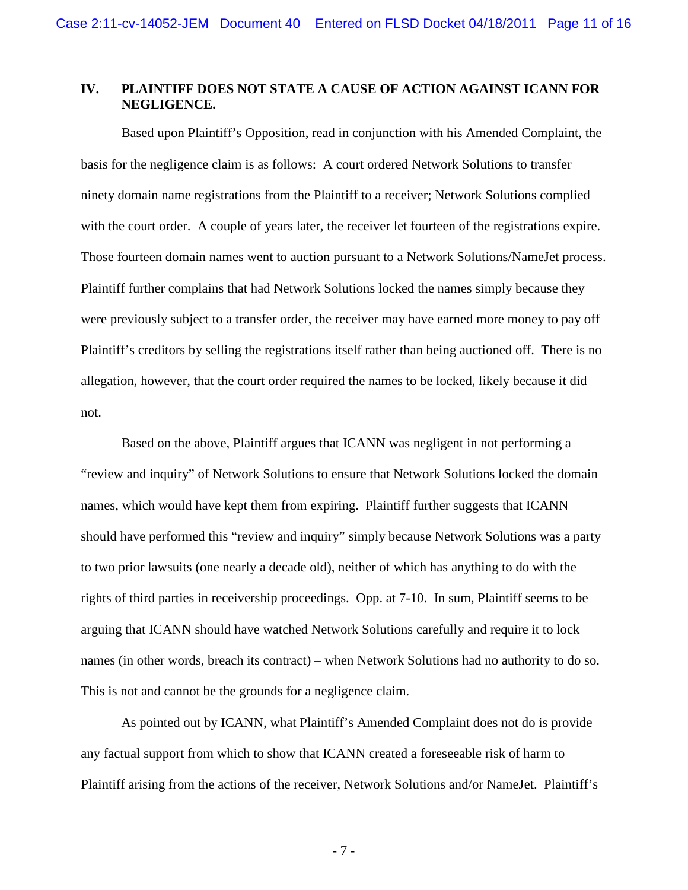## IV. PLAINTIFF DOES NOT STATE A CAUSE OF ACTION AGAINST ICANN FOR NEGLIGENCE.

Based upon Plaintiff's Opposition, read in conjunction with his Amended Complaint, the basis for the negligence claim is as follows: A court ordered Network Solutions to transfer ninety domain name registrations from the Plaintiff to a receiver; Network Solutions complied with the court order. A couple of years later, the receiver let fourteen of the registrations expire. Those fourteen domain names went to auction pursuant to a Network Solutions/NameJet process. Plaintiff further complains that had Network Solutions locked the names simply because they were previously subject to a transfer order, the receiver may have earned more money to pay off Plaintiff's creditors by selling the registrations itself rather than being auctioned off. There is no allegation, however, that the court order required the names to be locked, likely because it did not.

Based on the above, Plaintiff argues that ICANN was negligent in not performing a "review and inquiry" of Network Solutions to ensure that Network Solutions locked the domain names, which would have kept them from expiring. Plaintiff further suggests that ICANN should have performed this "review and inquiry" simply because Network Solutions was a party to two prior lawsuits (one nearly a decade old), neither of which has anything to do with the rights of third parties in receivership proceedings. Opp. at 7-10. In sum, Plaintiff seems to be arguing that ICANN should have watched Network Solutions carefully and require it to lock names (in other words, breach its contract) – when Network Solutions had no authority to do so. This is not and cannot be the grounds for a negligence claim.

As pointed out by ICANN, what Plaintiff's Amended Complaint does not do is provide any factual support from which to show that ICANN created a foreseeable risk of harm to Plaintiff arising from the actions of the receiver, Network Solutions and/or NameJet. Plaintiff's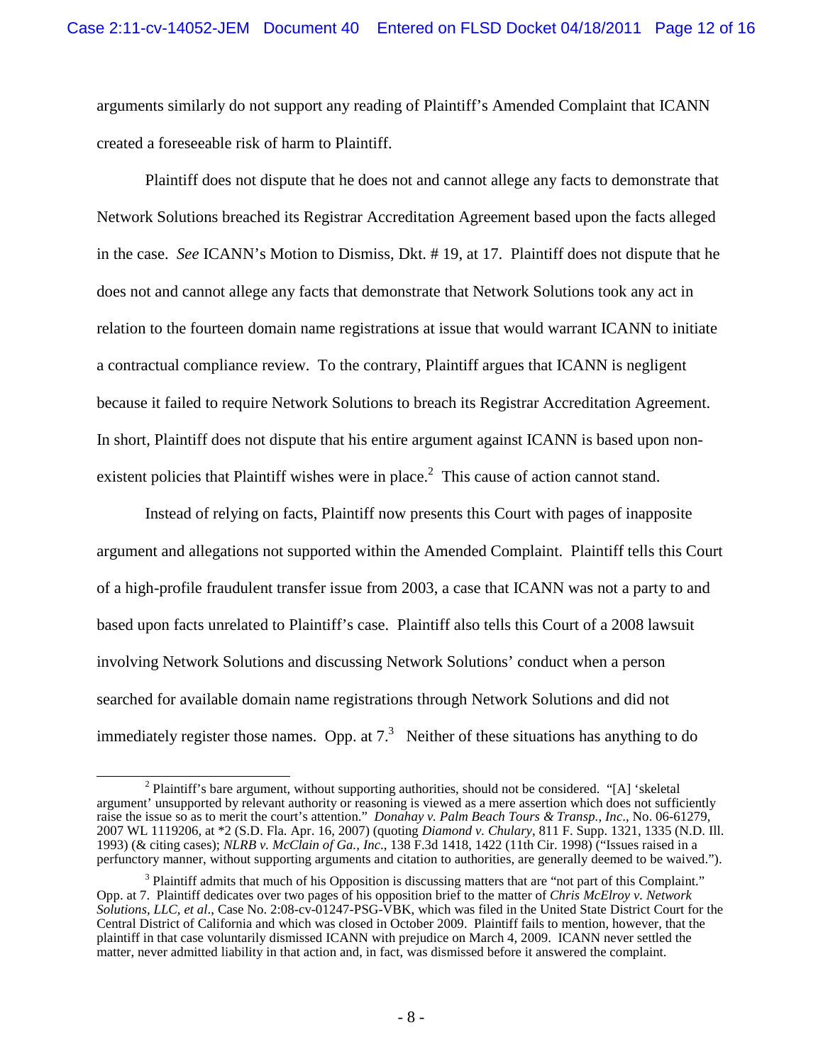arguments similarly do not support any reading of Plaintiff's Amended Complaint that ICANN created a foreseeable risk of harm to Plaintiff.

Plaintiff does not dispute that he does not and cannot allege any facts to demonstrate that Network Solutions breached its Registrar Accreditation Agreement based upon the facts alleged in the case. *See* ICANN's Motion to Dismiss, Dkt. # 19, at 17. Plaintiff does not dispute that he does not and cannot allege any facts that demonstrate that Network Solutions took any act in relation to the fourteen domain name registrations at issue that would warrant ICANN to initiate a contractual compliance review. To the contrary, Plaintiff argues that ICANN is negligent because it failed to require Network Solutions to breach its Registrar Accreditation Agreement. In short, Plaintiff does not dispute that his entire argument against ICANN is based upon non-existent policies that Plaintiff wishes were in place.[2] This cause of action cannot stand.

Instead of relying on facts, Plaintiff now presents this Court with pages of inapposite argument and allegations not supported within the Amended Complaint. Plaintiff tells this Court of a high-profile fraudulent transfer issue from 2003, a case that ICANN was not a party to and based upon facts unrelated to Plaintiff's case. Plaintiff also tells this Court of a 2008 lawsuit involving Network Solutions and discussing Network Solutions' conduct when a person searched for available domain name registrations through Network Solutions and did not immediately register those names. Opp. at 7.[3] Neither of these situations has anything to do

[2] Plaintiff's bare argument, without supporting authorities, should not be considered. "[A] 'skeletal argument' unsupported by relevant authority or reasoning is viewed as a mere assertion which does not sufficiently raise the issue so as to merit the court's attention." *Donahay v. Palm Beach Tours & Transp., Inc*., No. 06-61279, 2007 WL 1119206, at *2 (S.D. Fla. Apr. 16, 2007) (quoting *Diamond v. Chulary*, 811 F. Supp. 1321, 1335 (N.D. Ill. 1993) (& citing cases); *NLRB v. McClain of Ga., Inc*., 138 F.3d 1418, 1422 (11th Cir. 1998) ("Issues raised in a perfunctory manner, without supporting arguments and citation to authorities, are generally deemed to be waived.").

[3] Plaintiff admits that much of his Opposition is discussing matters that are "not part of this Complaint." Opp. at 7. Plaintiff dedicates over two pages of his opposition brief to the matter of *Chris McElroy v. Network Solutions, LLC, et al*., Case No. 2:08-cv-01247-PSG-VBK, which was filed in the United State District Court for the Central District of California and which was closed in October 2009. Plaintiff fails to mention, however, that the plaintiff in that case voluntarily dismissed ICANN with prejudice on March 4, 2009. ICANN never settled the matter, never admitted liability in that action and, in fact, was dismissed before it answered the complaint.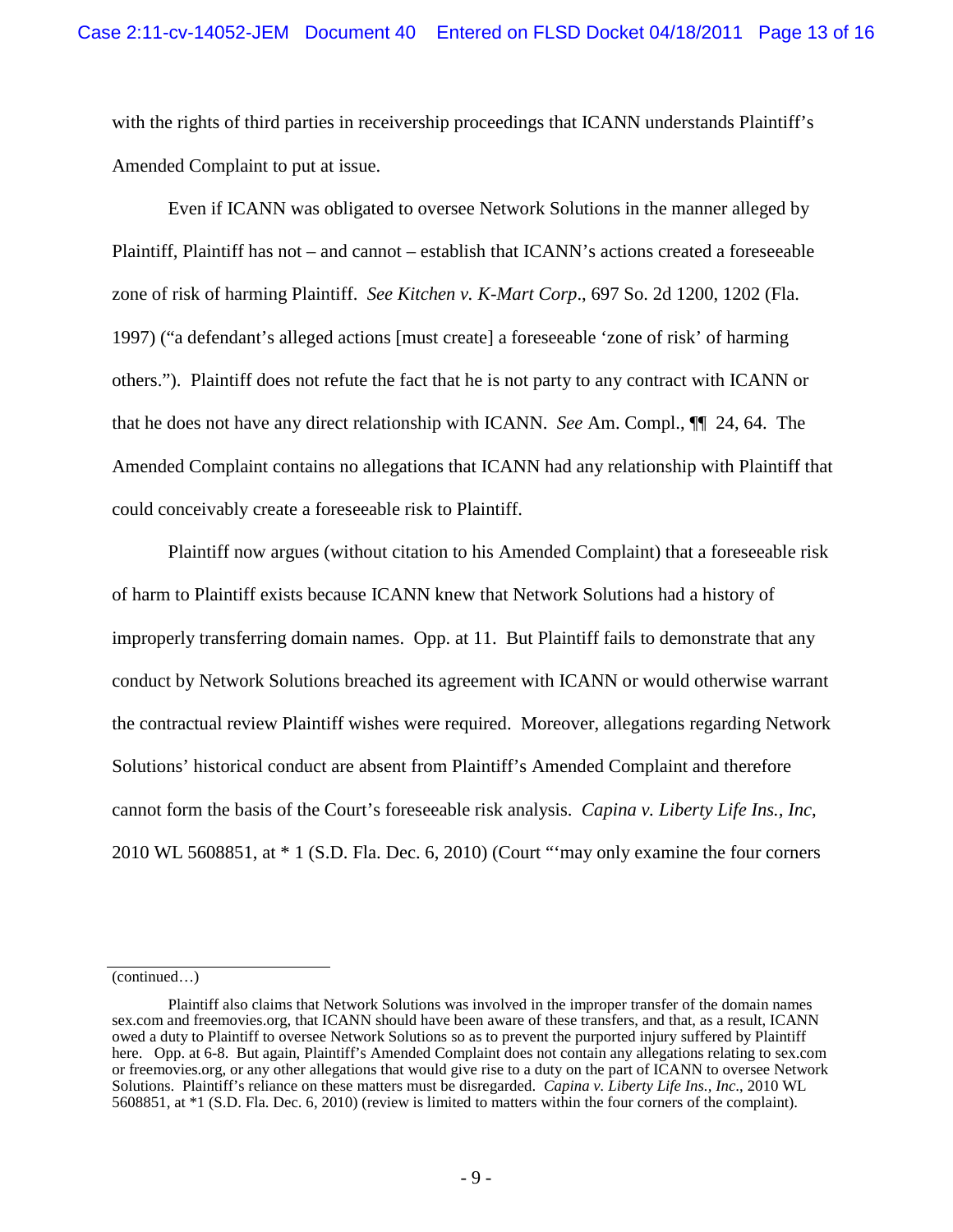with the rights of third parties in receivership proceedings that ICANN understands Plaintiff's Amended Complaint to put at issue.

Even if ICANN was obligated to oversee Network Solutions in the manner alleged by Plaintiff, Plaintiff has not – and cannot – establish that ICANN's actions created a foreseeable zone of risk of harming Plaintiff. *See Kitchen v. K-Mart Corp*., 697 So. 2d 1200, 1202 (Fla. 1997) ("a defendant's alleged actions [must create] a foreseeable 'zone of risk' of harming others."). Plaintiff does not refute the fact that he is not party to any contract with ICANN or that he does not have any direct relationship with ICANN. *See* Am. Compl., ¶¶ 24, 64. The Amended Complaint contains no allegations that ICANN had any relationship with Plaintiff that could conceivably create a foreseeable risk to Plaintiff.

Plaintiff now argues (without citation to his Amended Complaint) that a foreseeable risk of harm to Plaintiff exists because ICANN knew that Network Solutions had a history of improperly transferring domain names. Opp. at 11. But Plaintiff fails to demonstrate that any conduct by Network Solutions breached its agreement with ICANN or would otherwise warrant the contractual review Plaintiff wishes were required. Moreover, allegations regarding Network Solutions' historical conduct are absent from Plaintiff's Amended Complaint and therefore cannot form the basis of the Court's foreseeable risk analysis. *Capina v. Liberty Life Ins., Inc*, 2010 WL 5608851, at * 1 (S.D. Fla. Dec. 6, 2010) (Court "'may only examine the four corners

---

(continued…)

Plaintiff also claims that Network Solutions was involved in the improper transfer of the domain names sex.com and freemovies.org, that ICANN should have been aware of these transfers, and that, as a result, ICANN owed a duty to Plaintiff to oversee Network Solutions so as to prevent the purported injury suffered by Plaintiff here. Opp. at 6-8. But again, Plaintiff's Amended Complaint does not contain any allegations relating to sex.com or freemovies.org, or any other allegations that would give rise to a duty on the part of ICANN to oversee Network Solutions. Plaintiff's reliance on these matters must be disregarded. *Capina v. Liberty Life Ins., Inc*., 2010 WL 5608851, at *1 (S.D. Fla. Dec. 6, 2010) (review is limited to matters within the four corners of the complaint).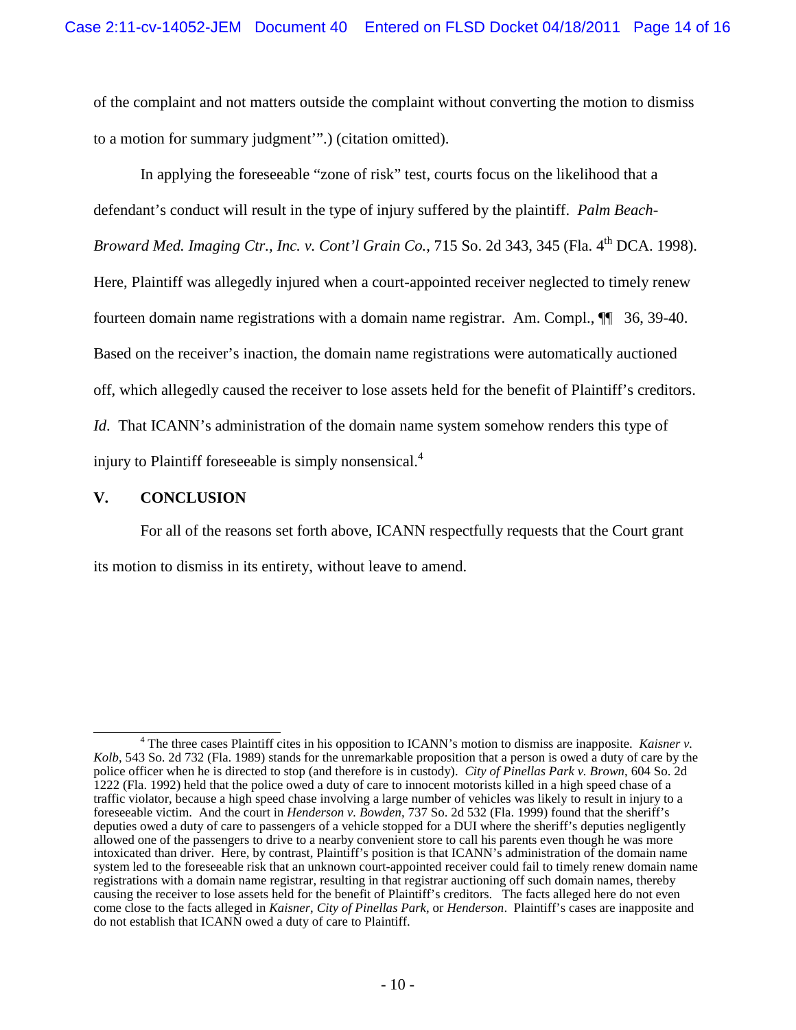of the complaint and not matters outside the complaint without converting the motion to dismiss to a motion for summary judgment'".) (citation omitted).

In applying the foreseeable "zone of risk" test, courts focus on the likelihood that a defendant's conduct will result in the type of injury suffered by the plaintiff. *Palm Beach-Broward Med. Imaging Ctr., Inc. v. Cont'l Grain Co.*, 715 So. 2d 343, 345 (Fla. 4th DCA. 1998). Here, Plaintiff was allegedly injured when a court-appointed receiver neglected to timely renew fourteen domain name registrations with a domain name registrar. Am. Compl., ¶¶ 36, 39-40. Based on the receiver's inaction, the domain name registrations were automatically auctioned off, which allegedly caused the receiver to lose assets held for the benefit of Plaintiff's creditors. *Id.* That ICANN's administration of the domain name system somehow renders this type of injury to Plaintiff foreseeable is simply nonsensical.[4]

## V. CONCLUSION

For all of the reasons set forth above, ICANN respectfully requests that the Court grant its motion to dismiss in its entirety, without leave to amend.

---

[4] The three cases Plaintiff cites in his opposition to ICANN's motion to dismiss are inapposite. *Kaisner v. Kolb*, 543 So. 2d 732 (Fla. 1989) stands for the unremarkable proposition that a person is owed a duty of care by the police officer when he is directed to stop (and therefore is in custody). *City of Pinellas Park v. Brown*, 604 So. 2d 1222 (Fla. 1992) held that the police owed a duty of care to innocent motorists killed in a high speed chase of a traffic violator, because a high speed chase involving a large number of vehicles was likely to result in injury to a foreseeable victim. And the court in *Henderson v. Bowden*, 737 So. 2d 532 (Fla. 1999) found that the sheriff's deputies owed a duty of care to passengers of a vehicle stopped for a DUI where the sheriff's deputies negligently allowed one of the passengers to drive to a nearby convenient store to call his parents even though he was more intoxicated than driver. Here, by contrast, Plaintiff's position is that ICANN's administration of the domain name system led to the foreseeable risk that an unknown court-appointed receiver could fail to timely renew domain name registrations with a domain name registrar, resulting in that registrar auctioning off such domain names, thereby causing the receiver to lose assets held for the benefit of Plaintiff's creditors. The facts alleged here do not even come close to the facts alleged in *Kaisner*, *City of Pinellas Park*, or *Henderson*. Plaintiff's cases are inapposite and do not establish that ICANN owed a duty of care to Plaintiff.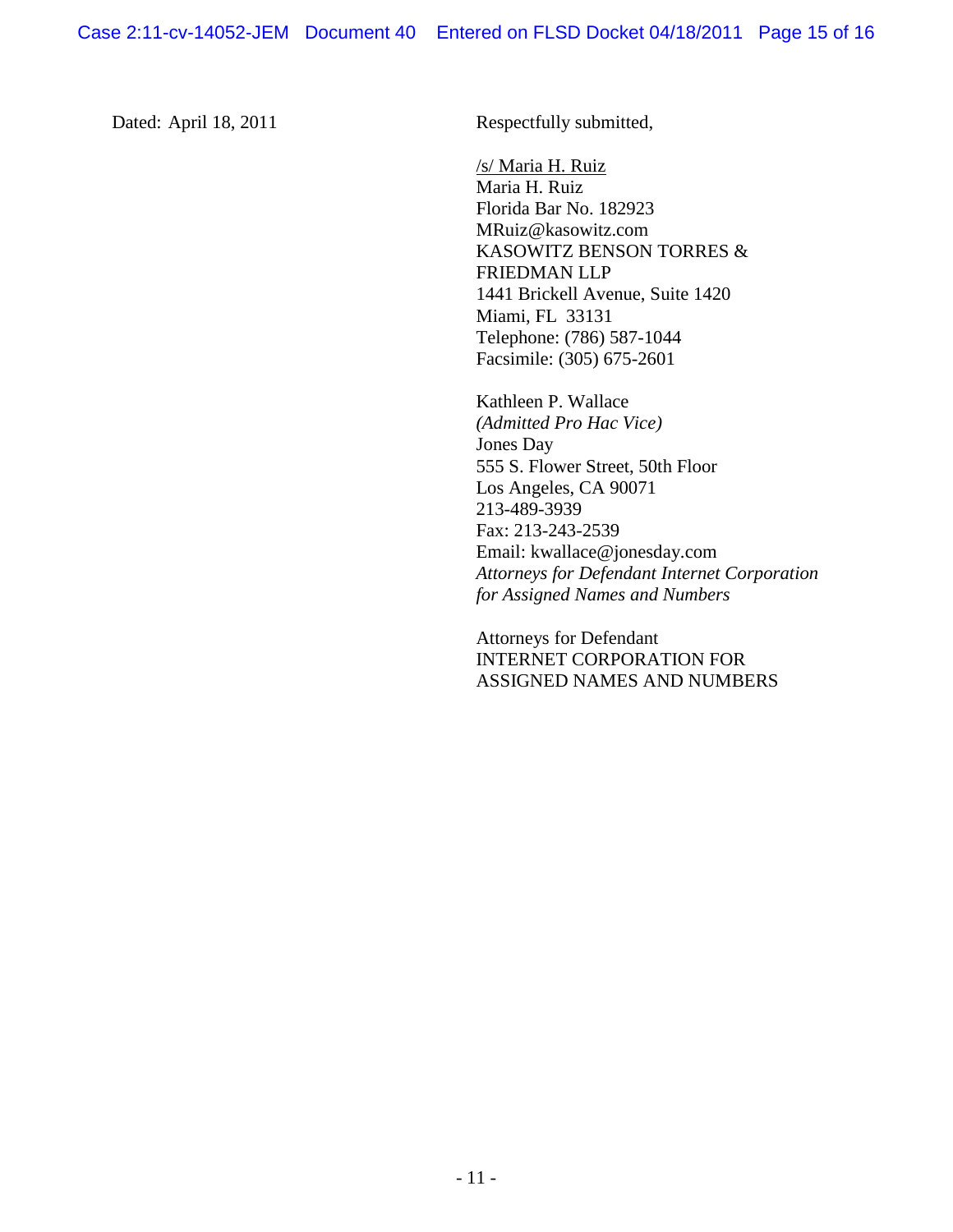Dated: April 18, 2011

Respectfully submitted,

/s/ Maria H. Ruiz
Maria H. Ruiz
Florida Bar No. 182923
MRuiz@kasowitz.com
KASOWITZ BENSON TORRES & FRIEDMAN LLP
1441 Brickell Avenue, Suite 1420
Miami, FL 33131
Telephone: (786) 587-1044
Facsimile: (305) 675-2601

Kathleen P. Wallace
*(Admitted Pro Hac Vice)*
Jones Day
555 S. Flower Street, 50th Floor
Los Angeles, CA 90071
213-489-3939
Fax: 213-243-2539
Email: kwallace@jonesday.com
*Attorneys for Defendant Internet Corporation for Assigned Names and Numbers*

Attorneys for Defendant
INTERNET CORPORATION FOR ASSIGNED NAMES AND NUMBERS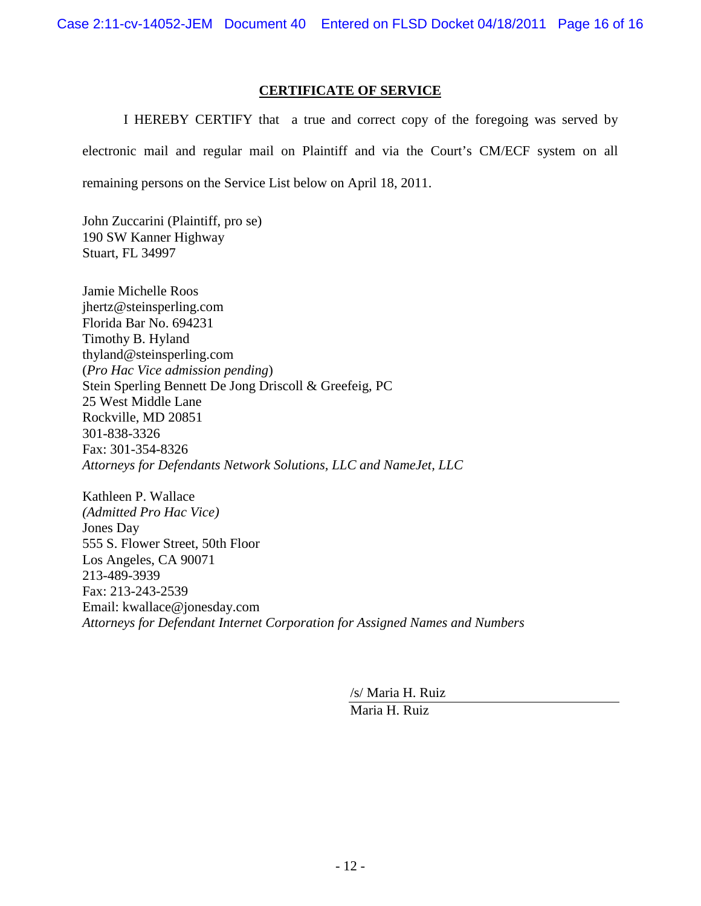## CERTIFICATE OF SERVICE

I HEREBY CERTIFY that a true and correct copy of the foregoing was served by electronic mail and regular mail on Plaintiff and via the Court's CM/ECF system on all remaining persons on the Service List below on April 18, 2011.

John Zuccarini (Plaintiff, pro se)
190 SW Kanner Highway
Stuart, FL 34997

Jamie Michelle Roos
jhertz@steinsperling.com
Florida Bar No. 694231
Timothy B. Hyland
thyland@steinsperling.com
(*Pro Hac Vice admission pending*)
Stein Sperling Bennett De Jong Driscoll & Greefeig, PC
25 West Middle Lane
Rockville, MD 20851
301-838-3326
Fax: 301-354-8326
*Attorneys for Defendants Network Solutions, LLC and NameJet, LLC*

Kathleen P. Wallace
*(Admitted Pro Hac Vice)*
Jones Day
555 S. Flower Street, 50th Floor
Los Angeles, CA 90071
213-489-3939
Fax: 213-243-2539
Email: kwallace@jonesday.com
*Attorneys for Defendant Internet Corporation for Assigned Names and Numbers*

/s/ Maria H. Ruiz
Maria H. Ruiz